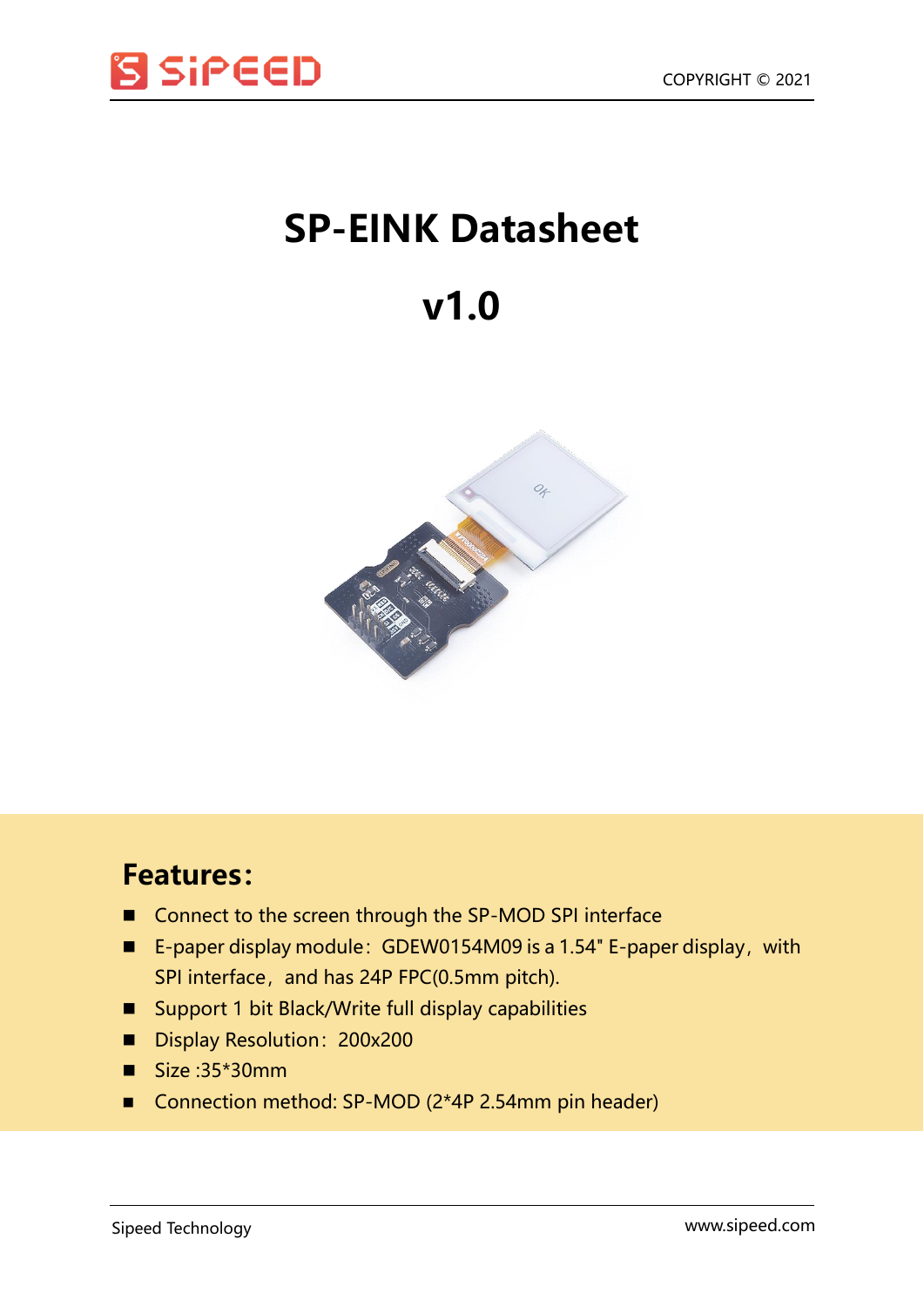# SP-EINK Datasheet

# v1.0

## Features:

- Connect to the screen through the SP-MOD SPI interface
- E-paper display module：GDEW0154M09 is a 1.54" E-paper display，with SPI interface，and has 24P FPC(0.5mm pitch).
- Support 1 bit Black/Write full display capabilities
- Display Resolution：200x200
- Size :35*30mm
- Connection method: SP-MOD (2*4P 2.54mm pin header)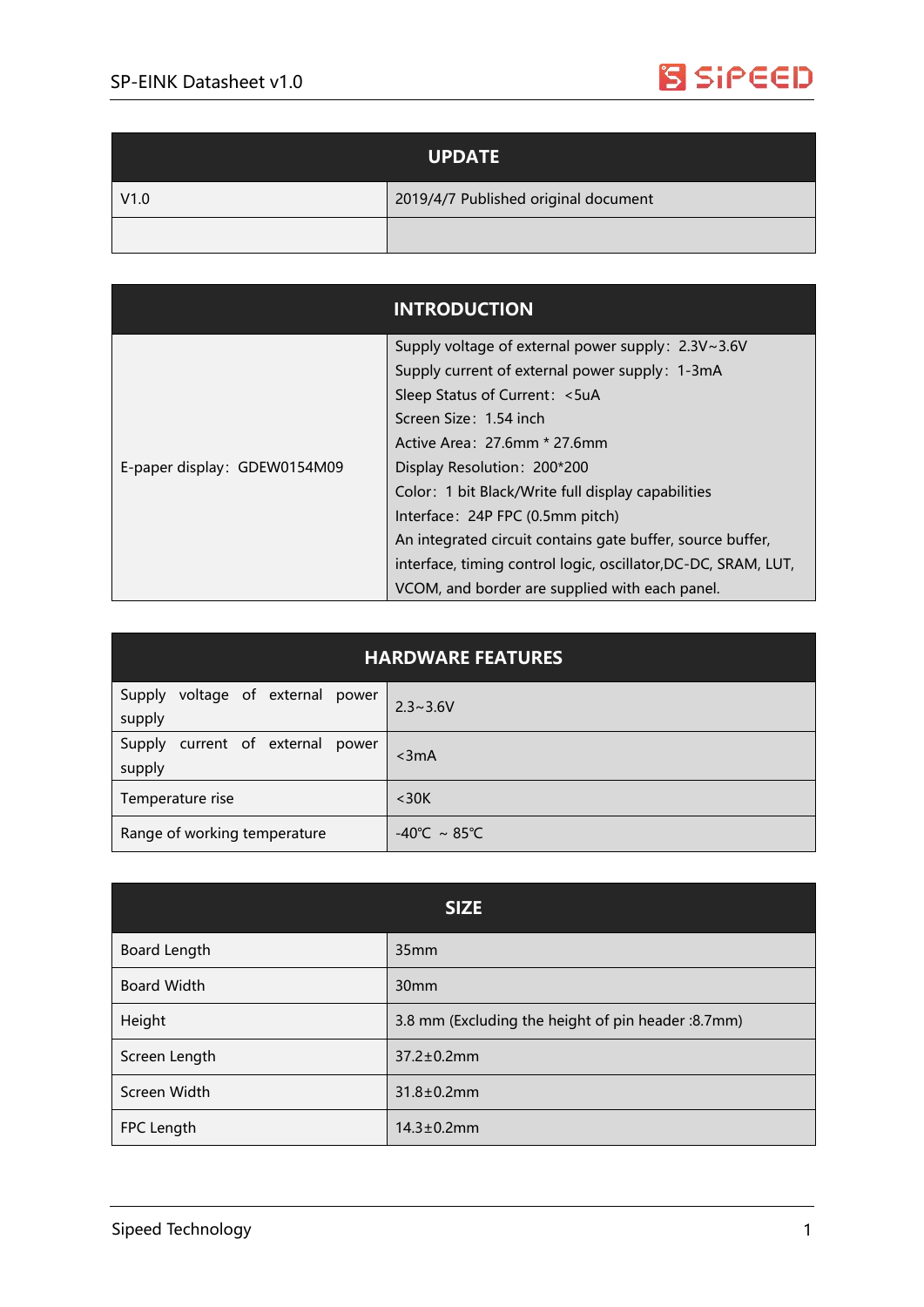| UPDATE | |
|---|---|
| V1.0 | 2019/4/7 Published original document |
| | |

| INTRODUCTION | |
|---|---|
| E-paper display：GDEW0154M09 | Supply voltage of external power supply：2.3V~3.6V<br>Supply current of external power supply：1-3mA<br>Sleep Status of Current：<5uA<br>Screen Size：1.54 inch<br>Active Area：27.6mm * 27.6mm<br>Display Resolution：200*200<br>Color：1 bit Black/Write full display capabilities<br>Interface：24P FPC (0.5mm pitch)<br>An integrated circuit contains gate buffer, source buffer, interface, timing control logic, oscillator,DC-DC, SRAM, LUT, VCOM, and border are supplied with each panel. |

| HARDWARE FEATURES | |
|---|---|
| Supply voltage of external power supply | 2.3~3.6V |
| Supply current of external power supply | <3mA |
| Temperature rise | <30K |
| Range of working temperature | -40℃ ~ 85℃ |

| SIZE | |
|---|---|
| Board Length | 35mm |
| Board Width | 30mm |
| Height | 3.8 mm (Excluding the height of pin header :8.7mm) |
| Screen Length | 37.2±0.2mm |
| Screen Width | 31.8±0.2mm |
| FPC Length | 14.3±0.2mm |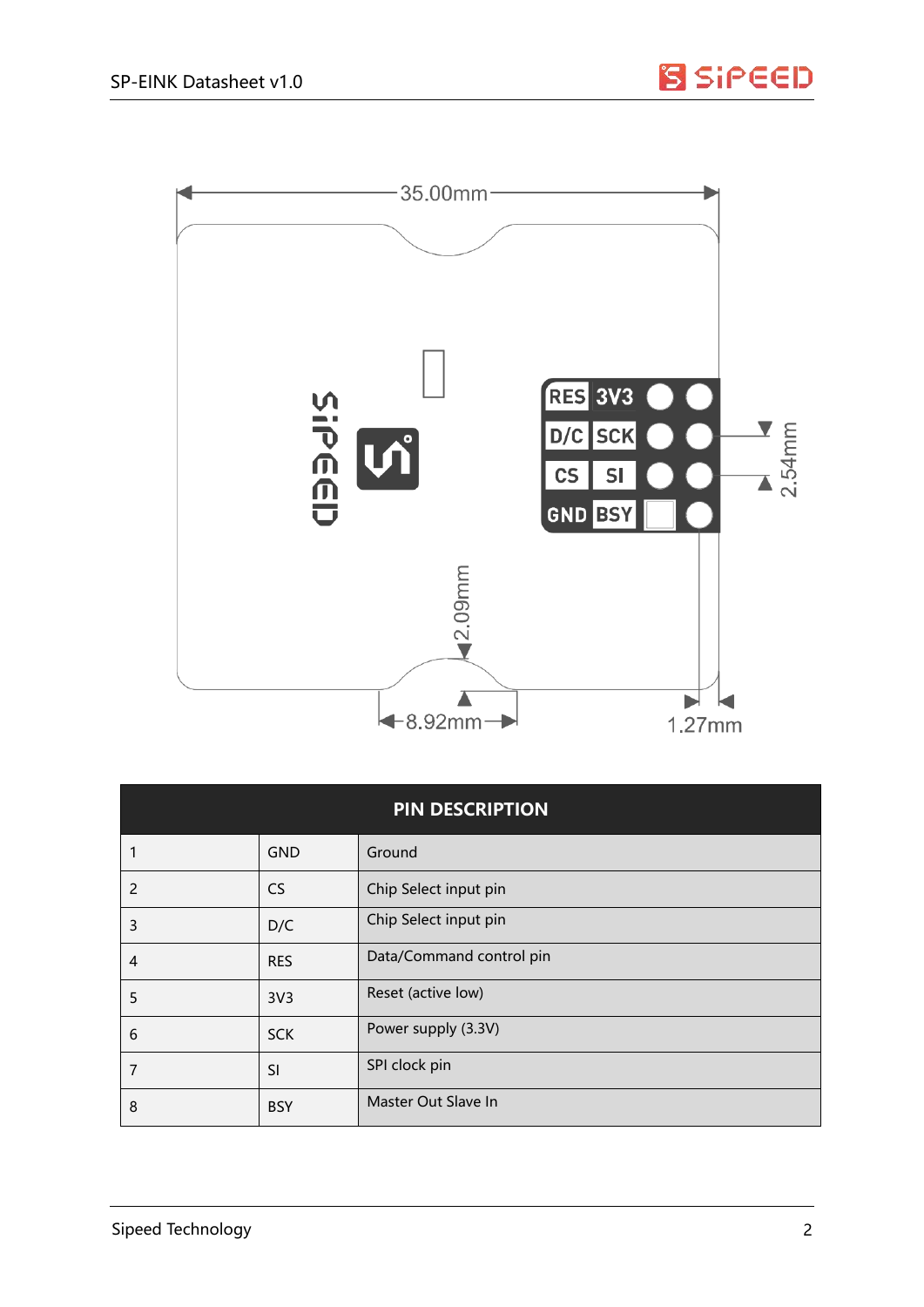35.00mm

RES 3V3

D/C SCK

CS SI

GND BSY

2.54mm

2.09mm

8.92mm

1.27mm

| PIN DESCRIPTION | | |
|---|---|---|
| 1 | GND | Ground |
| 2 | CS | Chip Select input pin |
| 3 | D/C | Chip Select input pin |
| 4 | RES | Data/Command control pin |
| 5 | 3V3 | Reset (active low) |
| 6 | SCK | Power supply (3.3V) |
| 7 | SI | SPI clock pin |
| 8 | BSY | Master Out Slave In |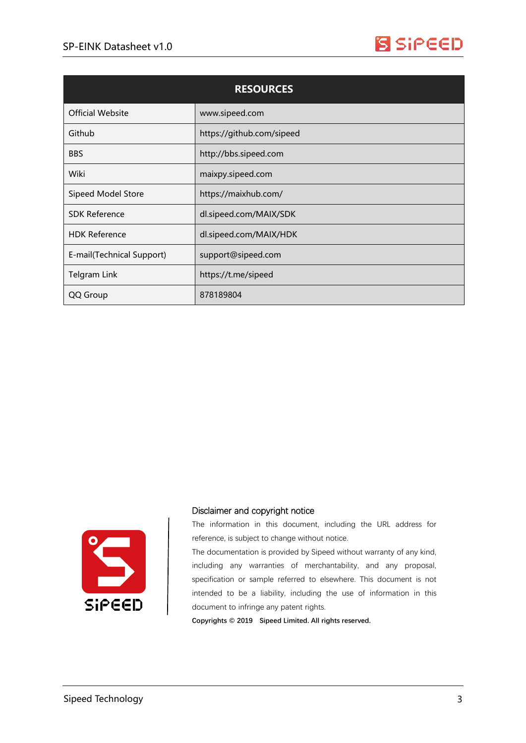| RESOURCES | |
|---|---|
| Official Website | www.sipeed.com |
| Github | https://github.com/sipeed |
| BBS | http://bbs.sipeed.com |
| Wiki | maixpy.sipeed.com |
| Sipeed Model Store | https://maixhub.com/ |
| SDK Reference | dl.sipeed.com/MAIX/SDK |
| HDK Reference | dl.sipeed.com/MAIX/HDK |
| E-mail(Technical Support) | support@sipeed.com |
| Telgram Link | https://t.me/sipeed |
| QQ Group | 878189804 |

Disclaimer and copyright notice

The information in this document, including the URL address for reference, is subject to change without notice.

The documentation is provided by Sipeed without warranty of any kind, including any warranties of merchantability, and any proposal, specification or sample referred to elsewhere. This document is not intended to be a liability, including the use of information in this document to infringe any patent rights.

**Copyrights © 2019 Sipeed Limited. All rights reserved.**